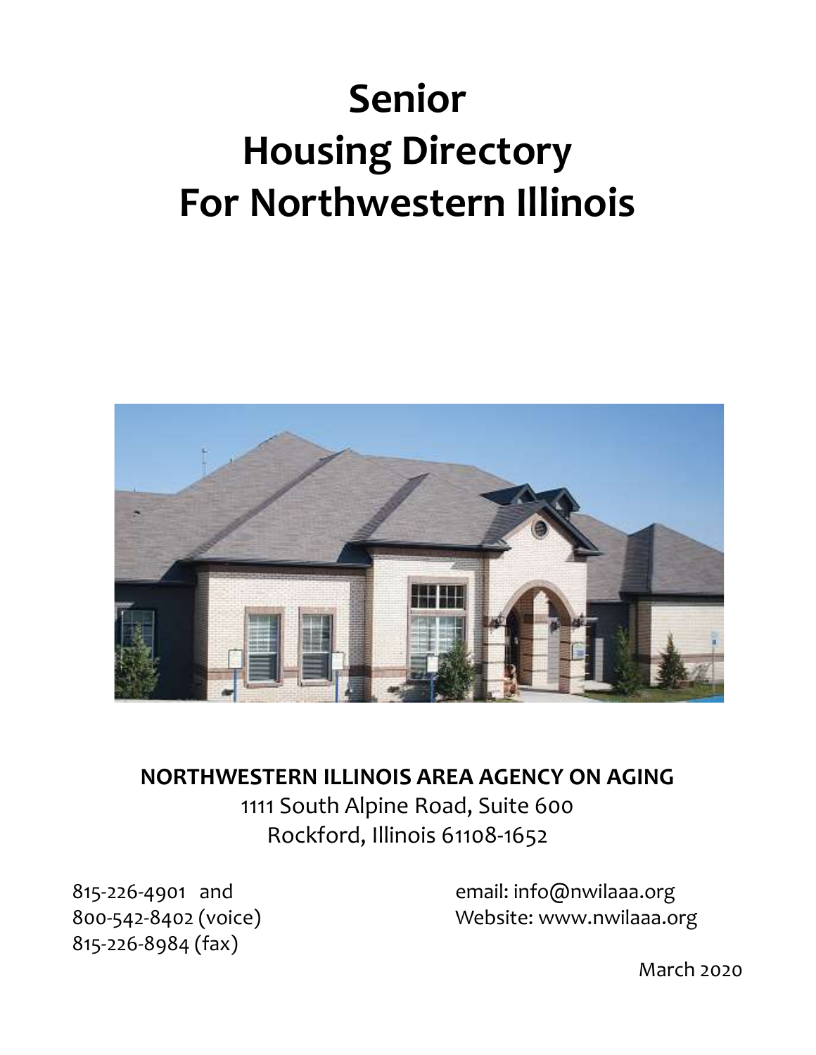# Senior Housing Directory For Northwestern Illinois

**NORTHWESTERN ILLINOIS AREA AGENCY ON AGING**

1111 South Alpine Road, Suite 600
Rockford, Illinois 61108-1652

815-226-4901 and
800-542-8402 (voice)
815-226-8984 (fax)

email: info@nwilaaa.org
Website: www.nwilaaa.org

March 2020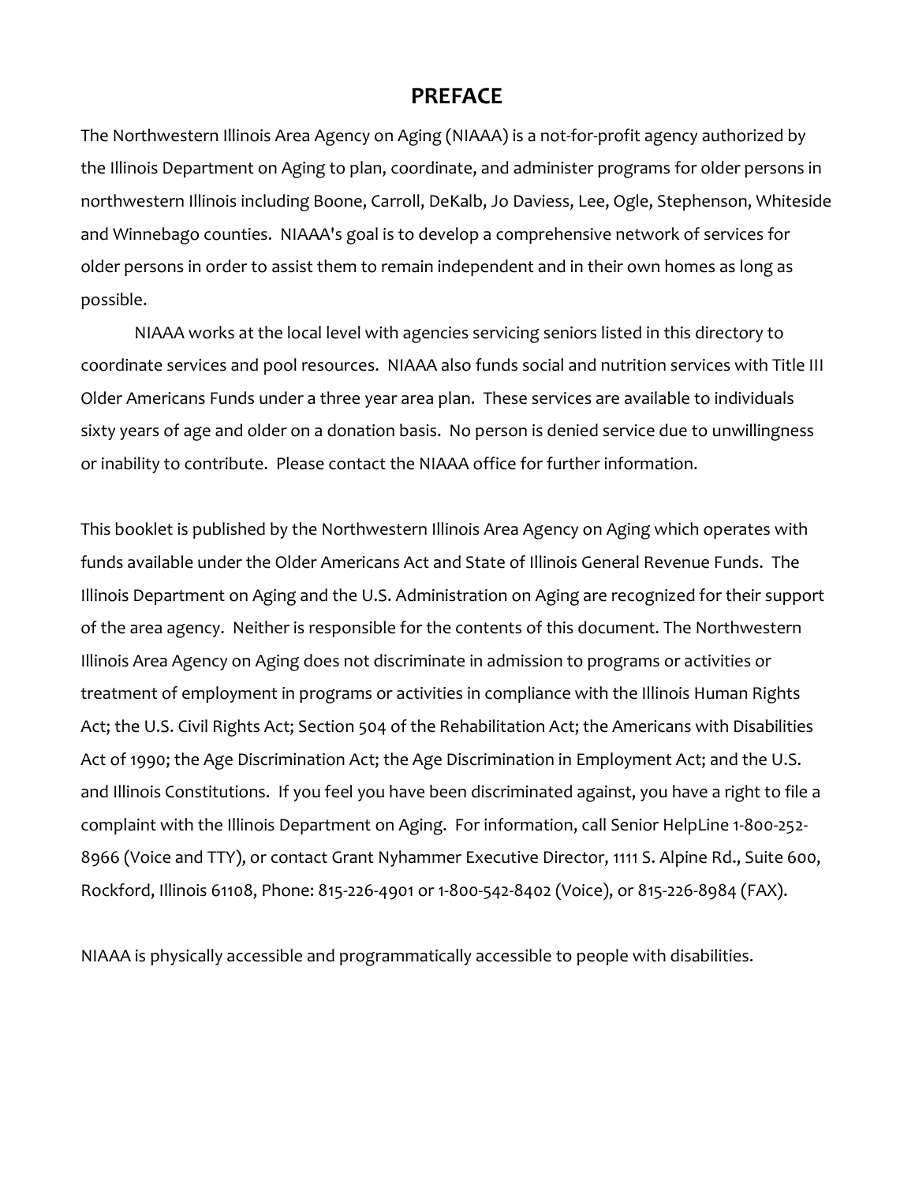# PREFACE

The Northwestern Illinois Area Agency on Aging (NIAAA) is a not-for-profit agency authorized by the Illinois Department on Aging to plan, coordinate, and administer programs for older persons in northwestern Illinois including Boone, Carroll, DeKalb, Jo Daviess, Lee, Ogle, Stephenson, Whiteside and Winnebago counties. NIAAA's goal is to develop a comprehensive network of services for older persons in order to assist them to remain independent and in their own homes as long as possible.

NIAAA works at the local level with agencies servicing seniors listed in this directory to coordinate services and pool resources. NIAAA also funds social and nutrition services with Title III Older Americans Funds under a three year area plan. These services are available to individuals sixty years of age and older on a donation basis. No person is denied service due to unwillingness or inability to contribute. Please contact the NIAAA office for further information.

This booklet is published by the Northwestern Illinois Area Agency on Aging which operates with funds available under the Older Americans Act and State of Illinois General Revenue Funds. The Illinois Department on Aging and the U.S. Administration on Aging are recognized for their support of the area agency. Neither is responsible for the contents of this document. The Northwestern Illinois Area Agency on Aging does not discriminate in admission to programs or activities or treatment of employment in programs or activities in compliance with the Illinois Human Rights Act; the U.S. Civil Rights Act; Section 504 of the Rehabilitation Act; the Americans with Disabilities Act of 1990; the Age Discrimination Act; the Age Discrimination in Employment Act; and the U.S. and Illinois Constitutions. If you feel you have been discriminated against, you have a right to file a complaint with the Illinois Department on Aging. For information, call Senior HelpLine 1-800-252-8966 (Voice and TTY), or contact Grant Nyhammer Executive Director, 1111 S. Alpine Rd., Suite 600, Rockford, Illinois 61108, Phone: 815-226-4901 or 1-800-542-8402 (Voice), or 815-226-8984 (FAX).

NIAAA is physically accessible and programmatically accessible to people with disabilities.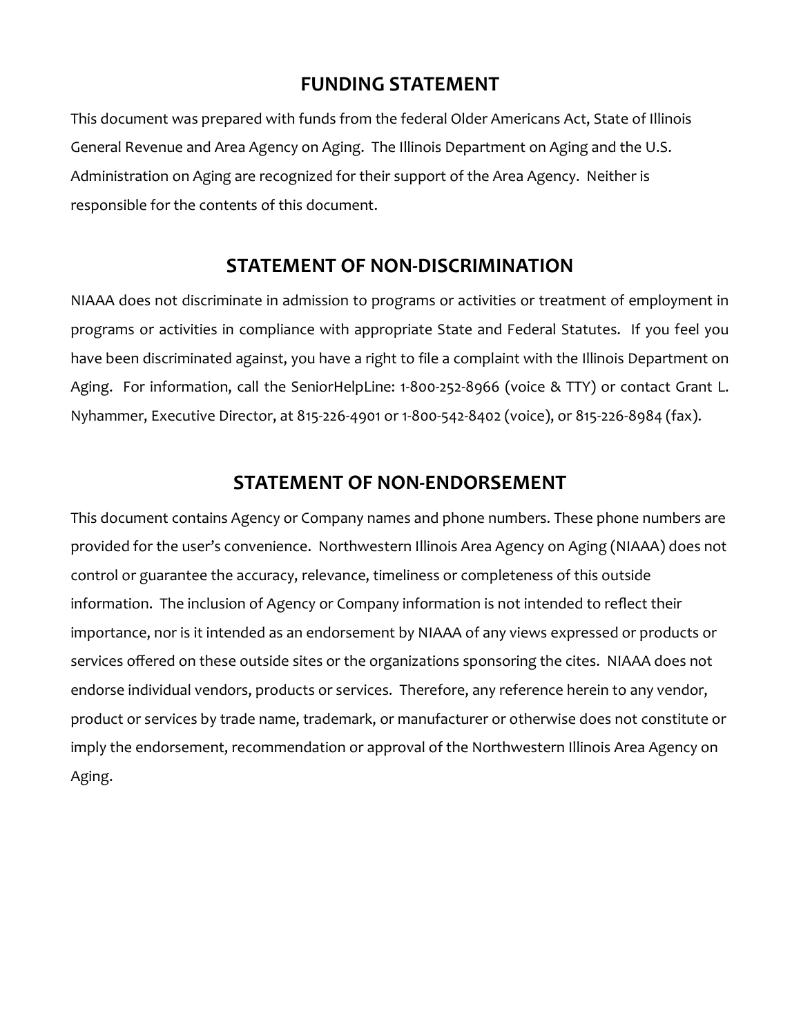## FUNDING STATEMENT

This document was prepared with funds from the federal Older Americans Act, State of Illinois General Revenue and Area Agency on Aging. The Illinois Department on Aging and the U.S. Administration on Aging are recognized for their support of the Area Agency. Neither is responsible for the contents of this document.

## STATEMENT OF NON-DISCRIMINATION

NIAAA does not discriminate in admission to programs or activities or treatment of employment in programs or activities in compliance with appropriate State and Federal Statutes. If you feel you have been discriminated against, you have a right to file a complaint with the Illinois Department on Aging. For information, call the SeniorHelpLine: 1-800-252-8966 (voice & TTY) or contact Grant L. Nyhammer, Executive Director, at 815-226-4901 or 1-800-542-8402 (voice), or 815-226-8984 (fax).

## STATEMENT OF NON-ENDORSEMENT

This document contains Agency or Company names and phone numbers. These phone numbers are provided for the user's convenience. Northwestern Illinois Area Agency on Aging (NIAAA) does not control or guarantee the accuracy, relevance, timeliness or completeness of this outside information. The inclusion of Agency or Company information is not intended to reflect their importance, nor is it intended as an endorsement by NIAAA of any views expressed or products or services offered on these outside sites or the organizations sponsoring the cites. NIAAA does not endorse individual vendors, products or services. Therefore, any reference herein to any vendor, product or services by trade name, trademark, or manufacturer or otherwise does not constitute or imply the endorsement, recommendation or approval of the Northwestern Illinois Area Agency on Aging.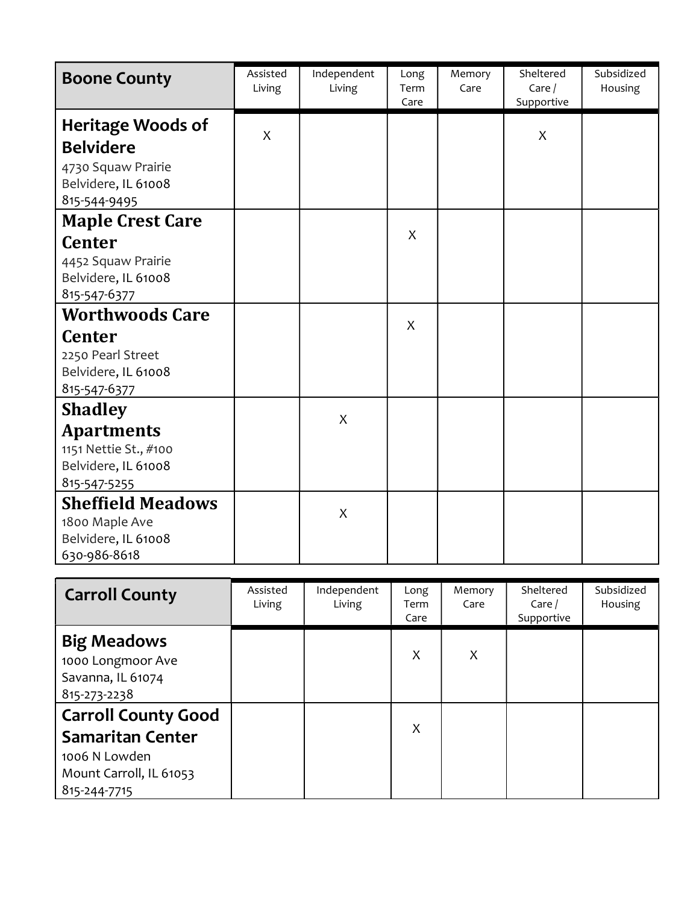| Boone County | Assisted Living | Independent Living | Long Term Care | Memory Care | Sheltered Care / Supportive | Subsidized Housing |
|---|---|---|---|---|---|---|
| **Heritage Woods of Belvidere**<br>4730 Squaw Prairie<br>Belvidere, IL 61008<br>815-544-9495 | X | | | | X | |
| **Maple Crest Care Center**<br>4452 Squaw Prairie<br>Belvidere, IL 61008<br>815-547-6377 | | | X | | | |
| **Worthwoods Care Center**<br>2250 Pearl Street<br>Belvidere, IL 61008<br>815-547-6377 | | | X | | | |
| **Shadley Apartments**<br>1151 Nettie St., #100<br>Belvidere, IL 61008<br>815-547-5255 | | X | | | | |
| **Sheffield Meadows**<br>1800 Maple Ave<br>Belvidere, IL 61008<br>630-986-8618 | | X | | | | |

| Carroll County | Assisted Living | Independent Living | Long Term Care | Memory Care | Sheltered Care / Supportive | Subsidized Housing |
|---|---|---|---|---|---|---|
| **Big Meadows**<br>1000 Longmoor Ave<br>Savanna, IL 61074<br>815-273-2238 | | | X | X | | |
| **Carroll County Good Samaritan Center**<br>1006 N Lowden<br>Mount Carroll, IL 61053<br>815-244-7715 | | | X | | | |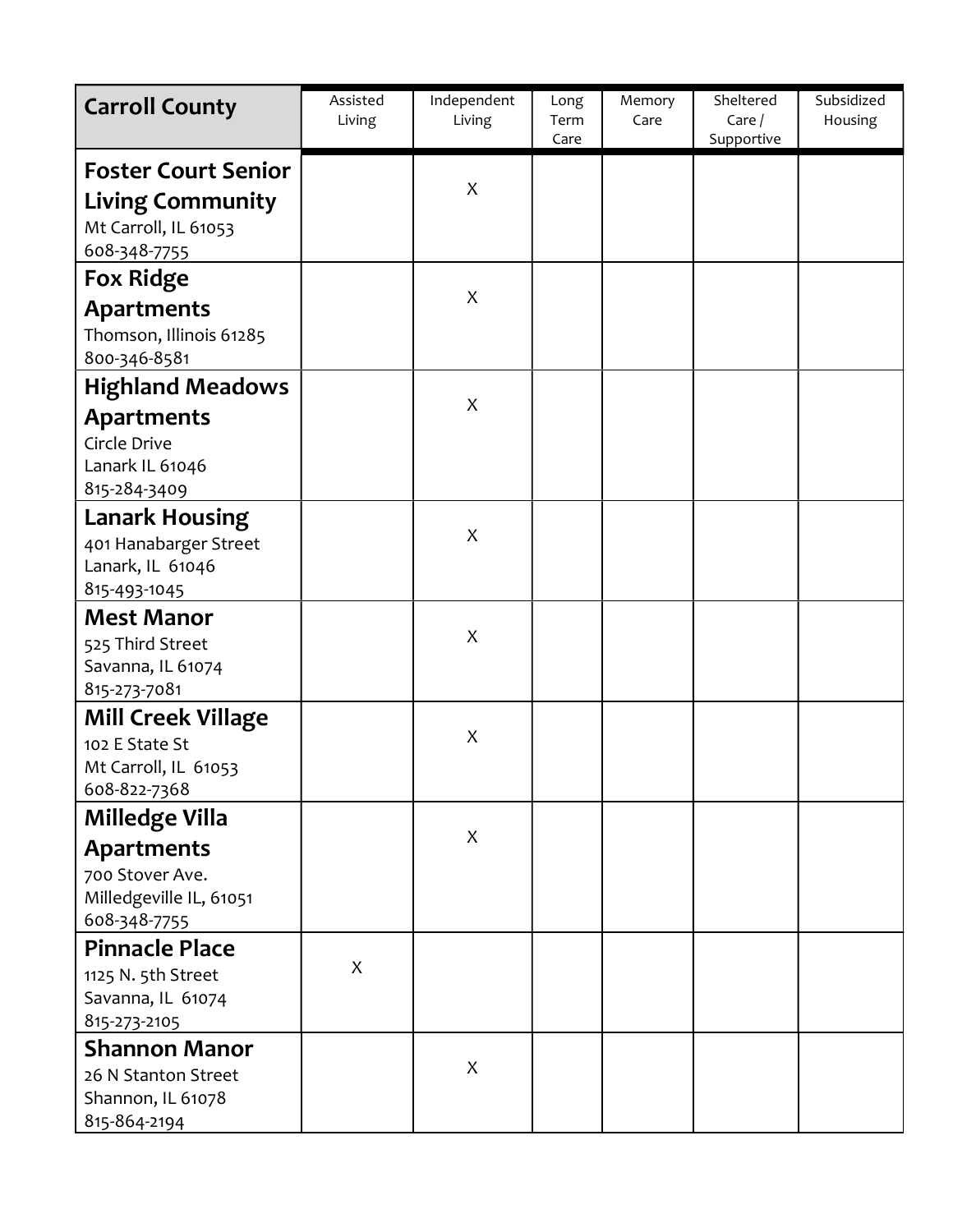| Carroll County | Assisted Living | Independent Living | Long Term Care | Memory Care | Sheltered Care / Supportive | Subsidized Housing |
|---|---|---|---|---|---|---|
| **Foster Court Senior Living Community**<br>Mt Carroll, IL 61053<br>608-348-7755 | | X | | | | |
| **Fox Ridge Apartments**<br>Thomson, Illinois 61285<br>800-346-8581 | | X | | | | |
| **Highland Meadows Apartments**<br>Circle Drive<br>Lanark IL 61046<br>815-284-3409 | | X | | | | |
| **Lanark Housing**<br>401 Hanabarger Street<br>Lanark, IL 61046<br>815-493-1045 | | X | | | | |
| **Mest Manor**<br>525 Third Street<br>Savanna, IL 61074<br>815-273-7081 | | X | | | | |
| **Mill Creek Village**<br>102 E State St<br>Mt Carroll, IL 61053<br>608-822-7368 | | X | | | | |
| **Milledge Villa Apartments**<br>700 Stover Ave.<br>Milledgeville IL, 61051<br>608-348-7755 | | X | | | | |
| **Pinnacle Place**<br>1125 N. 5th Street<br>Savanna, IL 61074<br>815-273-2105 | X | | | | | |
| **Shannon Manor**<br>26 N Stanton Street<br>Shannon, IL 61078<br>815-864-2194 | | X | | | | |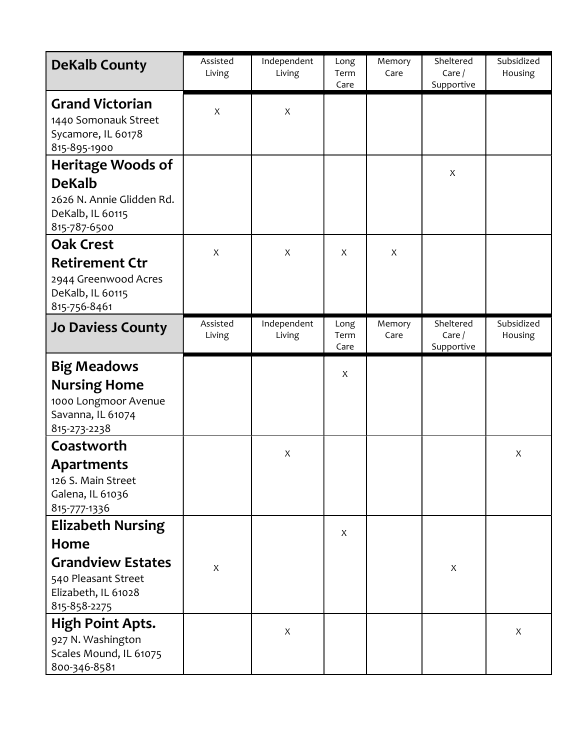| DeKalb County | Assisted Living | Independent Living | Long Term Care | Memory Care | Sheltered Care / Supportive | Subsidized Housing |
|---|---|---|---|---|---|---|
| **Grand Victorian**<br>1440 Somonauk Street<br>Sycamore, IL 60178<br>815-895-1900 | X | X | | | | |
| **Heritage Woods of DeKalb**<br>2626 N. Annie Glidden Rd.<br>DeKalb, IL 60115<br>815-787-6500 | | | | | X | |
| **Oak Crest Retirement Ctr**<br>2944 Greenwood Acres<br>DeKalb, IL 60115<br>815-756-8461 | X | X | X | X | | |
| **Jo Daviess County** | Assisted Living | Independent Living | Long Term Care | Memory Care | Sheltered Care / Supportive | Subsidized Housing |
| **Big Meadows Nursing Home**<br>1000 Longmoor Avenue<br>Savanna, IL 61074<br>815-273-2238 | | | X | | | |
| **Coastworth Apartments**<br>126 S. Main Street<br>Galena, IL 61036<br>815-777-1336 | | X | | | | X |
| **Elizabeth Nursing Home**<br>**Grandview Estates**<br>540 Pleasant Street<br>Elizabeth, IL 61028<br>815-858-2275 | X | | X | | X | |
| **High Point Apts.**<br>927 N. Washington<br>Scales Mound, IL 61075<br>800-346-8581 | | X | | | | X |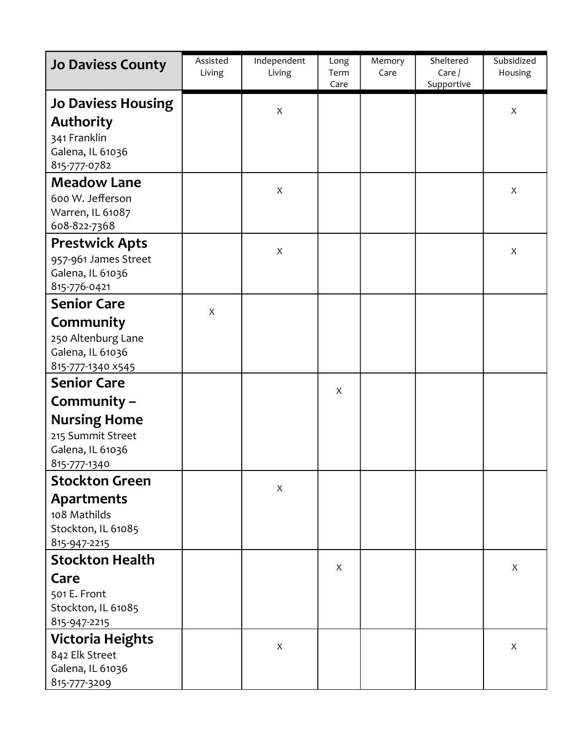| Jo Daviess County | Assisted Living | Independent Living | Long Term Care | Memory Care | Sheltered Care / Supportive | Subsidized Housing |
|---|---|---|---|---|---|---|
| **Jo Daviess Housing Authority**<br>341 Franklin<br>Galena, IL 61036<br>815-777-0782 | | X | | | | X |
| **Meadow Lane**<br>600 W. Jefferson<br>Warren, IL 61087<br>608-822-7368 | | X | | | | X |
| **Prestwick Apts**<br>957-961 James Street<br>Galena, IL 61036<br>815-776-0421 | | X | | | | X |
| **Senior Care Community**<br>250 Altenburg Lane<br>Galena, IL 61036<br>815-777-1340 x545 | X | | | | | |
| **Senior Care Community – Nursing Home**<br>215 Summit Street<br>Galena, IL 61036<br>815-777-1340 | | | X | | | |
| **Stockton Green Apartments**<br>108 Mathilds<br>Stockton, IL 61085<br>815-947-2215 | | X | | | | |
| **Stockton Health Care**<br>501 E. Front<br>Stockton, IL 61085<br>815-947-2215 | | | X | | | X |
| **Victoria Heights**<br>842 Elk Street<br>Galena, IL 61036<br>815-777-3209 | | X | | | | X |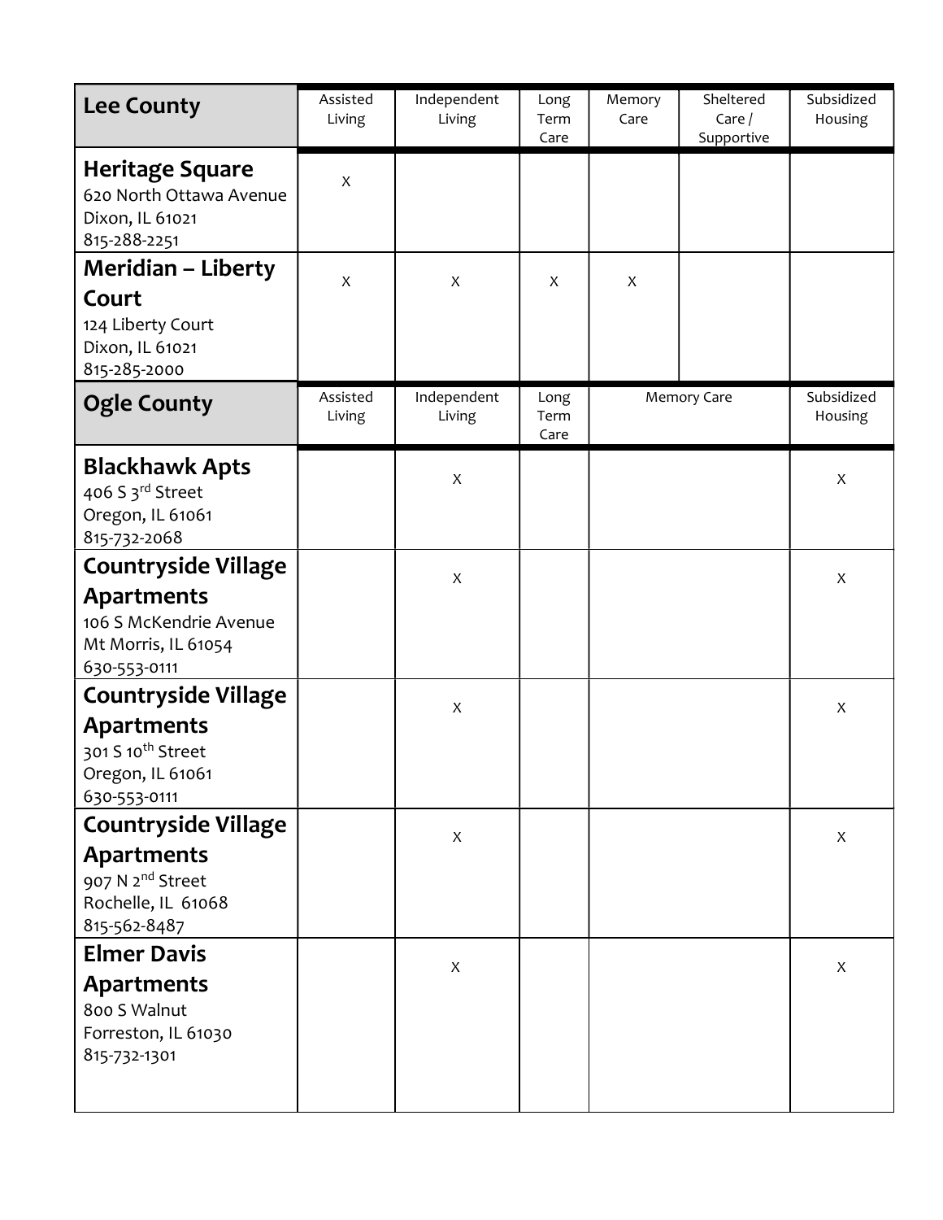| Lee County | Assisted Living | Independent Living | Long Term Care | Memory Care | Sheltered Care / Supportive | Subsidized Housing |
|---|---|---|---|---|---|---|
| **Heritage Square**<br>620 North Ottawa Avenue<br>Dixon, IL 61021<br>815-288-2251 | X | | | | | |
| **Meridian – Liberty Court**<br>124 Liberty Court<br>Dixon, IL 61021<br>815-285-2000 | X | X | X | X | | |

| Ogle County | Assisted Living | Independent Living | Long Term Care | Memory Care | Subsidized Housing |
|---|---|---|---|---|---|
| **Blackhawk Apts**<br>406 S 3rd Street<br>Oregon, IL 61061<br>815-732-2068 | | X | | | X |
| **Countryside Village Apartments**<br>106 S McKendrie Avenue<br>Mt Morris, IL 61054<br>630-553-0111 | | X | | | X |
| **Countryside Village Apartments**<br>301 S 10th Street<br>Oregon, IL 61061<br>630-553-0111 | | X | | | X |
| **Countryside Village Apartments**<br>907 N 2nd Street<br>Rochelle, IL 61068<br>815-562-8487 | | X | | | X |
| **Elmer Davis Apartments**<br>800 S Walnut<br>Forreston, IL 61030<br>815-732-1301 | | X | | | X |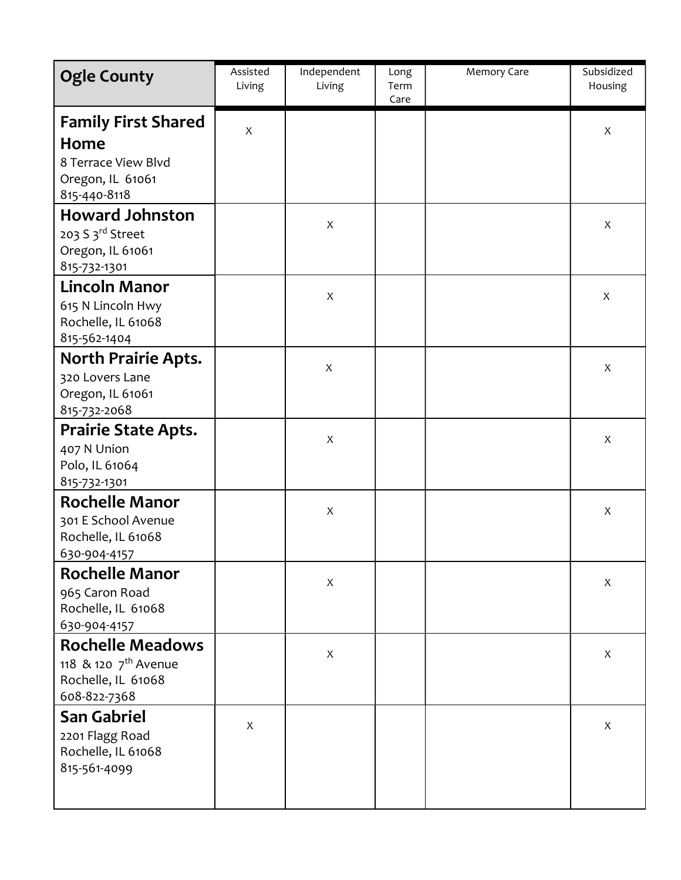| Ogle County | Assisted Living | Independent Living | Long Term Care | Memory Care | Subsidized Housing |
|---|---|---|---|---|---|
| **Family First Shared Home**<br>8 Terrace View Blvd<br>Oregon, IL 61061<br>815-440-8118 | X | | | | X |
| **Howard Johnston**<br>203 S 3rd Street<br>Oregon, IL 61061<br>815-732-1301 | | X | | | X |
| **Lincoln Manor**<br>615 N Lincoln Hwy<br>Rochelle, IL 61068<br>815-562-1404 | | X | | | X |
| **North Prairie Apts.**<br>320 Lovers Lane<br>Oregon, IL 61061<br>815-732-2068 | | X | | | X |
| **Prairie State Apts.**<br>407 N Union<br>Polo, IL 61064<br>815-732-1301 | | X | | | X |
| **Rochelle Manor**<br>301 E School Avenue<br>Rochelle, IL 61068<br>630-904-4157 | | X | | | X |
| **Rochelle Manor**<br>965 Caron Road<br>Rochelle, IL 61068<br>630-904-4157 | | X | | | X |
| **Rochelle Meadows**<br>118 & 120 7th Avenue<br>Rochelle, IL 61068<br>608-822-7368 | | X | | | X |
| **San Gabriel**<br>2201 Flagg Road<br>Rochelle, IL 61068<br>815-561-4099 | X | | | | X |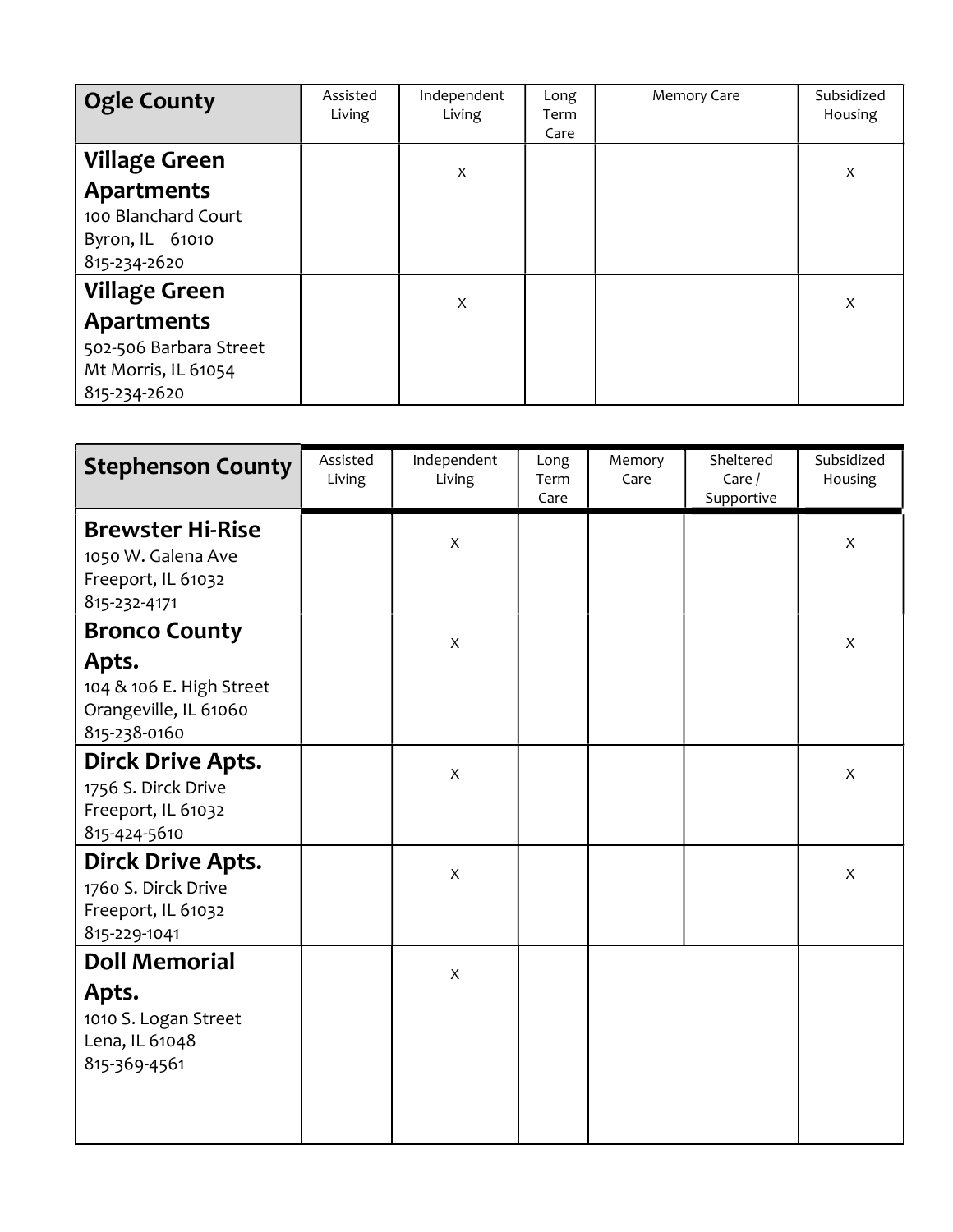| Ogle County | Assisted Living | Independent Living | Long Term Care | Memory Care | Subsidized Housing |
|---|---|---|---|---|---|
| **Village Green Apartments**<br>100 Blanchard Court<br>Byron, IL 61010<br>815-234-2620 | | X | | | X |
| **Village Green Apartments**<br>502-506 Barbara Street<br>Mt Morris, IL 61054<br>815-234-2620 | | X | | | X |

| Stephenson County | Assisted Living | Independent Living | Long Term Care | Memory Care | Sheltered Care / Supportive | Subsidized Housing |
|---|---|---|---|---|---|---|
| **Brewster Hi-Rise**<br>1050 W. Galena Ave<br>Freeport, IL 61032<br>815-232-4171 | | X | | | | X |
| **Bronco County Apts.**<br>104 & 106 E. High Street<br>Orangeville, IL 61060<br>815-238-0160 | | X | | | | X |
| **Dirck Drive Apts.**<br>1756 S. Dirck Drive<br>Freeport, IL 61032<br>815-424-5610 | | X | | | | X |
| **Dirck Drive Apts.**<br>1760 S. Dirck Drive<br>Freeport, IL 61032<br>815-229-1041 | | X | | | | X |
| **Doll Memorial Apts.**<br>1010 S. Logan Street<br>Lena, IL 61048<br>815-369-4561 | | X | | | | |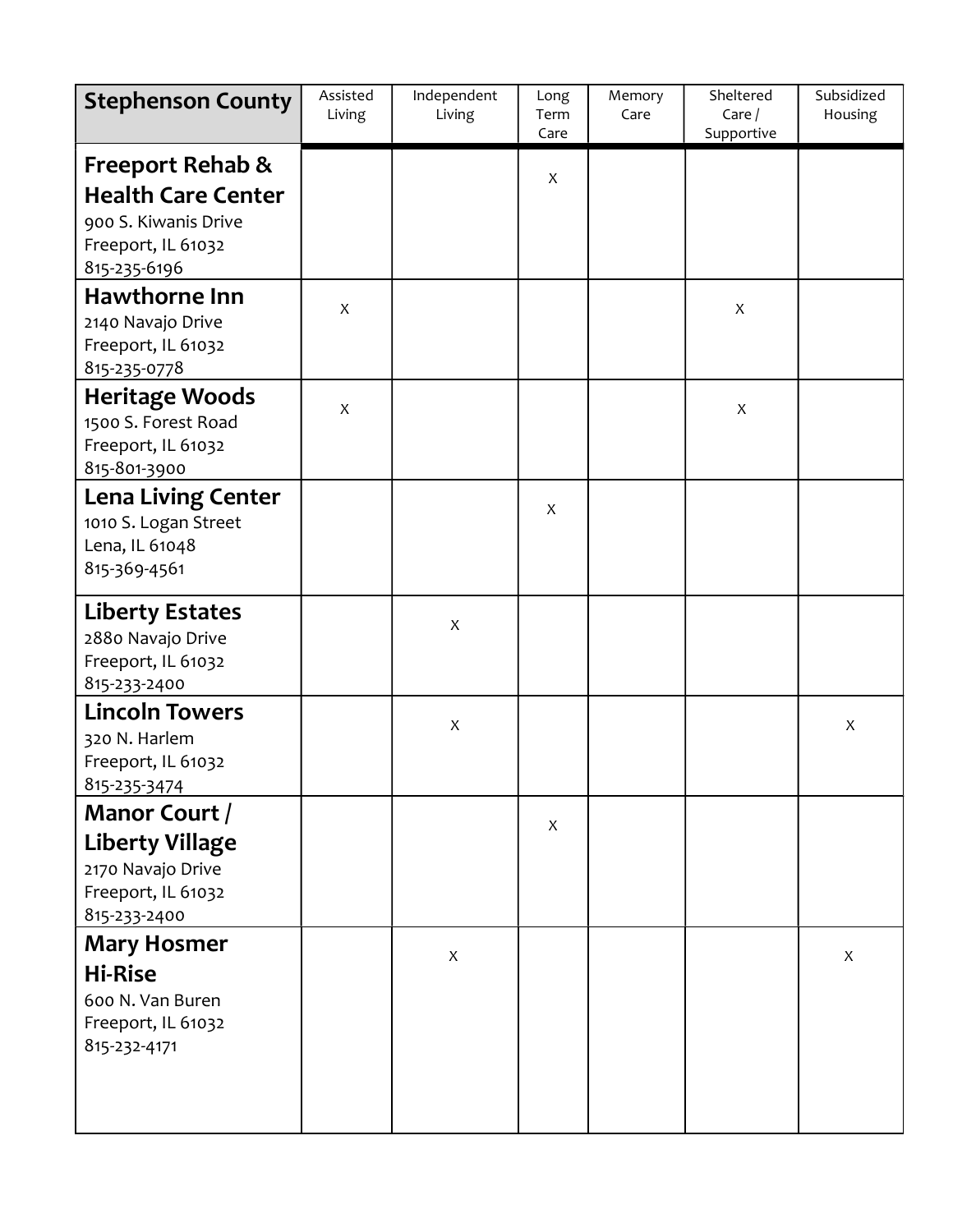| Stephenson County | Assisted Living | Independent Living | Long Term Care | Memory Care | Sheltered Care / Supportive | Subsidized Housing |
|---|---|---|---|---|---|---|
| **Freeport Rehab & Health Care Center**<br>900 S. Kiwanis Drive<br>Freeport, IL 61032<br>815-235-6196 | | | X | | | |
| **Hawthorne Inn**<br>2140 Navajo Drive<br>Freeport, IL 61032<br>815-235-0778 | X | | | | X | |
| **Heritage Woods**<br>1500 S. Forest Road<br>Freeport, IL 61032<br>815-801-3900 | X | | | | X | |
| **Lena Living Center**<br>1010 S. Logan Street<br>Lena, IL 61048<br>815-369-4561 | | | X | | | |
| **Liberty Estates**<br>2880 Navajo Drive<br>Freeport, IL 61032<br>815-233-2400 | | X | | | | |
| **Lincoln Towers**<br>320 N. Harlem<br>Freeport, IL 61032<br>815-235-3474 | | X | | | | X |
| **Manor Court / Liberty Village**<br>2170 Navajo Drive<br>Freeport, IL 61032<br>815-233-2400 | | | X | | | |
| **Mary Hosmer Hi-Rise**<br>600 N. Van Buren<br>Freeport, IL 61032<br>815-232-4171 | | X | | | | X |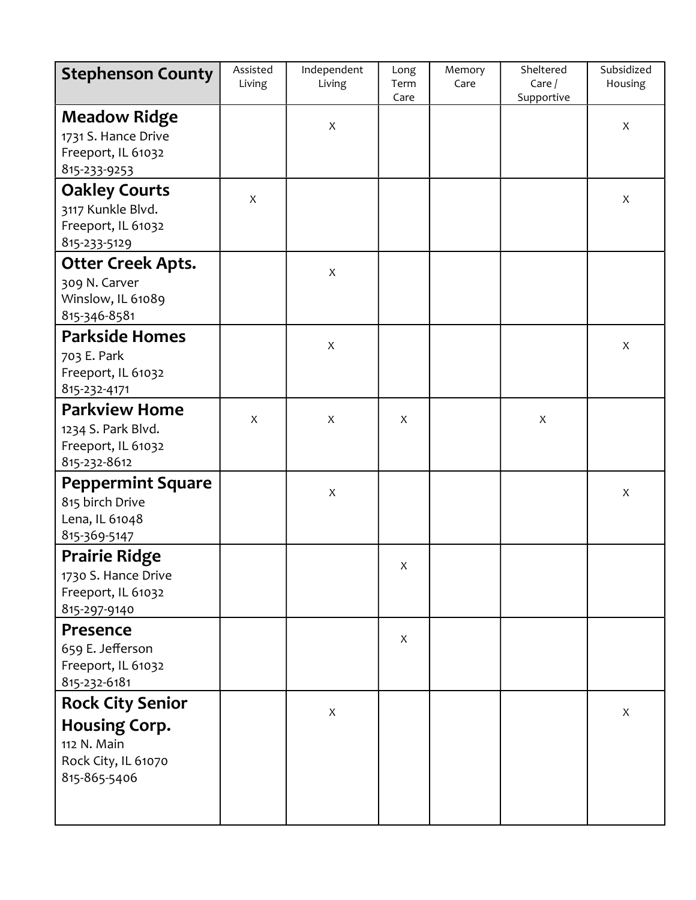| **Stephenson County** | Assisted Living | Independent Living | Long Term Care | Memory Care | Sheltered Care / Supportive | Subsidized Housing |
|---|---|---|---|---|---|---|
| **Meadow Ridge**<br>1731 S. Hance Drive<br>Freeport, IL 61032<br>815-233-9253 | | X | | | | X |
| **Oakley Courts**<br>3117 Kunkle Blvd.<br>Freeport, IL 61032<br>815-233-5129 | X | | | | | X |
| **Otter Creek Apts.**<br>309 N. Carver<br>Winslow, IL 61089<br>815-346-8581 | | X | | | | |
| **Parkside Homes**<br>703 E. Park<br>Freeport, IL 61032<br>815-232-4171 | | X | | | | X |
| **Parkview Home**<br>1234 S. Park Blvd.<br>Freeport, IL 61032<br>815-232-8612 | X | X | X | | X | |
| **Peppermint Square**<br>815 birch Drive<br>Lena, IL 61048<br>815-369-5147 | | X | | | | X |
| **Prairie Ridge**<br>1730 S. Hance Drive<br>Freeport, IL 61032<br>815-297-9140 | | | X | | | |
| **Presence**<br>659 E. Jefferson<br>Freeport, IL 61032<br>815-232-6181 | | | X | | | |
| **Rock City Senior Housing Corp.**<br>112 N. Main<br>Rock City, IL 61070<br>815-865-5406 | | X | | | | X |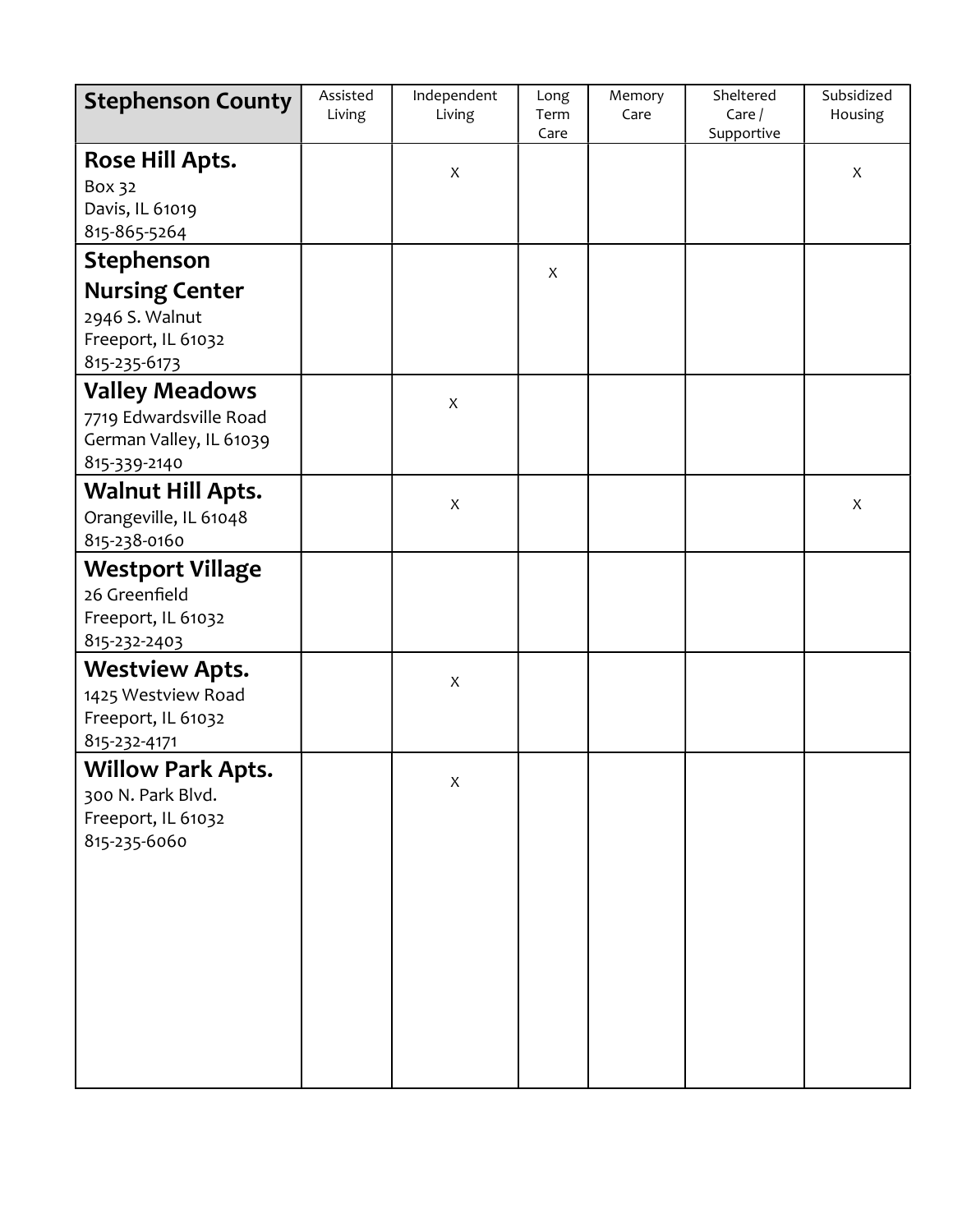| **Stephenson County** | Assisted Living | Independent Living | Long Term Care | Memory Care | Sheltered Care / Supportive | Subsidized Housing |
|---|---|---|---|---|---|---|
| **Rose Hill Apts.**<br>Box 32<br>Davis, IL 61019<br>815-865-5264 | | X | | | | X |
| **Stephenson Nursing Center**<br>2946 S. Walnut<br>Freeport, IL 61032<br>815-235-6173 | | | X | | | |
| **Valley Meadows**<br>7719 Edwardsville Road<br>German Valley, IL 61039<br>815-339-2140 | | X | | | | |
| **Walnut Hill Apts.**<br>Orangeville, IL 61048<br>815-238-0160 | | X | | | | X |
| **Westport Village**<br>26 Greenfield<br>Freeport, IL 61032<br>815-232-2403 | | | | | | |
| **Westview Apts.**<br>1425 Westview Road<br>Freeport, IL 61032<br>815-232-4171 | | X | | | | |
| **Willow Park Apts.**<br>300 N. Park Blvd.<br>Freeport, IL 61032<br>815-235-6060 | | X | | | | |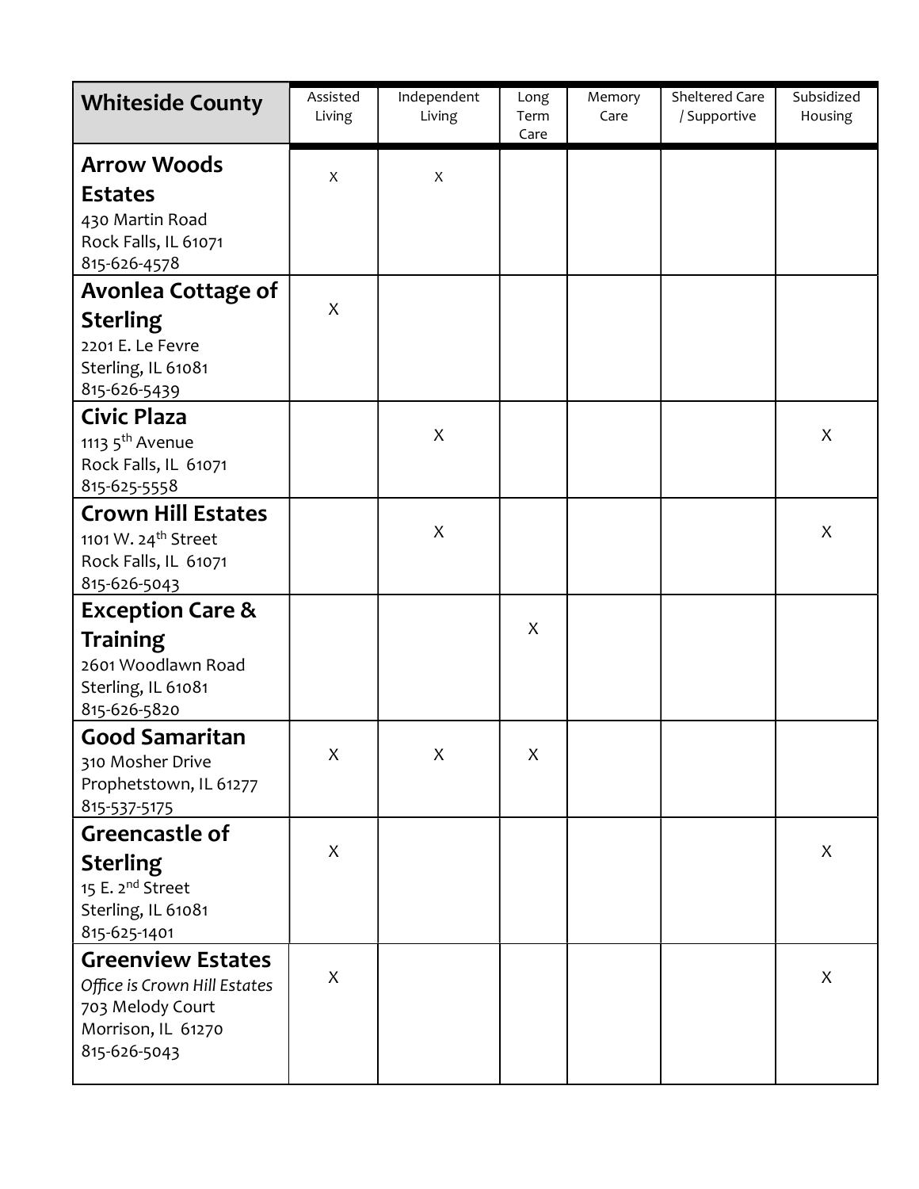| Whiteside County | Assisted Living | Independent Living | Long Term Care | Memory Care | Sheltered Care / Supportive | Subsidized Housing |
|---|---|---|---|---|---|---|
| **Arrow Woods Estates**<br>430 Martin Road<br>Rock Falls, IL 61071<br>815-626-4578 | X | X | | | | |
| **Avonlea Cottage of Sterling**<br>2201 E. Le Fevre<br>Sterling, IL 61081<br>815-626-5439 | X | | | | | |
| **Civic Plaza**<br>1113 5th Avenue<br>Rock Falls, IL 61071<br>815-625-5558 | | X | | | | X |
| **Crown Hill Estates**<br>1101 W. 24th Street<br>Rock Falls, IL 61071<br>815-626-5043 | | X | | | | X |
| **Exception Care & Training**<br>2601 Woodlawn Road<br>Sterling, IL 61081<br>815-626-5820 | | | X | | | |
| **Good Samaritan**<br>310 Mosher Drive<br>Prophetstown, IL 61277<br>815-537-5175 | X | X | X | | | |
| **Greencastle of Sterling**<br>15 E. 2nd Street<br>Sterling, IL 61081<br>815-625-1401 | X | | | | | X |
| **Greenview Estates**<br>*Office is Crown Hill Estates*<br>703 Melody Court<br>Morrison, IL 61270<br>815-626-5043 | X | | | | | X |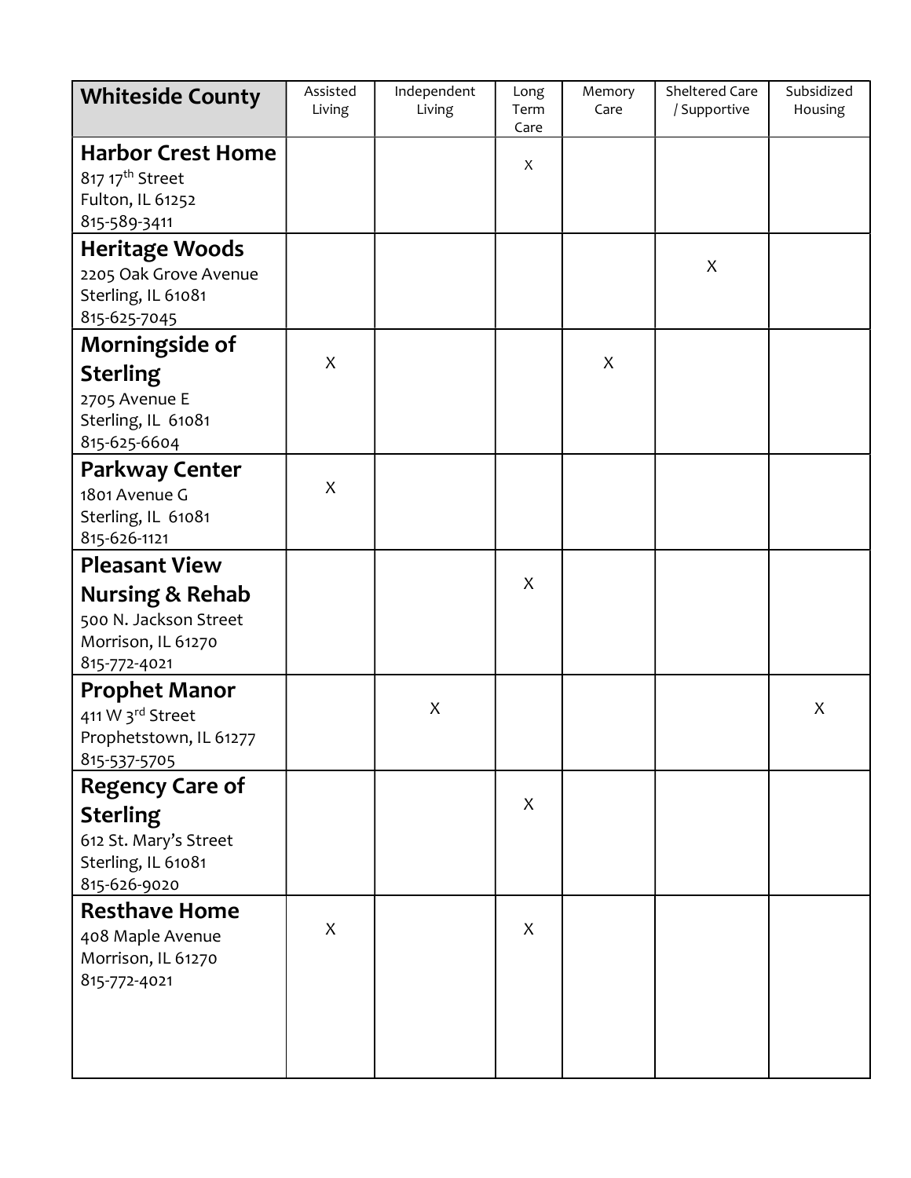| **Whiteside County** | Assisted Living | Independent Living | Long Term Care | Memory Care | Sheltered Care / Supportive | Subsidized Housing |
|---|---|---|---|---|---|---|
| **Harbor Crest Home**<br>817 17th Street<br>Fulton, IL 61252<br>815-589-3411 | | | X | | | |
| **Heritage Woods**<br>2205 Oak Grove Avenue<br>Sterling, IL 61081<br>815-625-7045 | | | | | X | |
| **Morningside of Sterling**<br>2705 Avenue E<br>Sterling, IL 61081<br>815-625-6604 | X | | | X | | |
| **Parkway Center**<br>1801 Avenue G<br>Sterling, IL 61081<br>815-626-1121 | X | | | | | |
| **Pleasant View Nursing & Rehab**<br>500 N. Jackson Street<br>Morrison, IL 61270<br>815-772-4021 | | | X | | | |
| **Prophet Manor**<br>411 W 3rd Street<br>Prophetstown, IL 61277<br>815-537-5705 | | X | | | | X |
| **Regency Care of Sterling**<br>612 St. Mary's Street<br>Sterling, IL 61081<br>815-626-9020 | | | X | | | |
| **Resthave Home**<br>408 Maple Avenue<br>Morrison, IL 61270<br>815-772-4021 | X | | X | | | |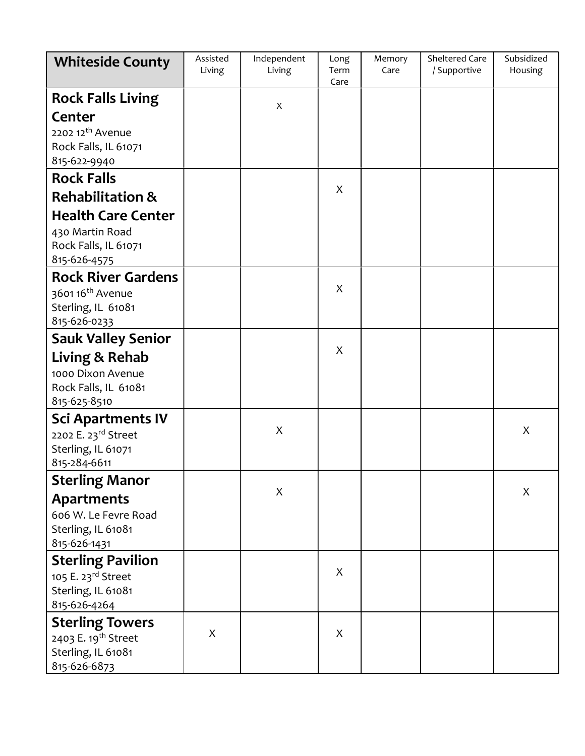| **Whiteside County** | Assisted Living | Independent Living | Long Term Care | Memory Care | Sheltered Care / Supportive | Subsidized Housing |
|---|---|---|---|---|---|---|
| **Rock Falls Living Center**<br>2202 12th Avenue<br>Rock Falls, IL 61071<br>815-622-9940 | | X | | | | |
| **Rock Falls Rehabilitation & Health Care Center**<br>430 Martin Road<br>Rock Falls, IL 61071<br>815-626-4575 | | | X | | | |
| **Rock River Gardens**<br>3601 16th Avenue<br>Sterling, IL 61081<br>815-626-0233 | | | X | | | |
| **Sauk Valley Senior Living & Rehab**<br>1000 Dixon Avenue<br>Rock Falls, IL 61081<br>815-625-8510 | | | X | | | |
| **Sci Apartments IV**<br>2202 E. 23rd Street<br>Sterling, IL 61071<br>815-284-6611 | | X | | | | X |
| **Sterling Manor Apartments**<br>606 W. Le Fevre Road<br>Sterling, IL 61081<br>815-626-1431 | | X | | | | X |
| **Sterling Pavilion**<br>105 E. 23rd Street<br>Sterling, IL 61081<br>815-626-4264 | | | X | | | |
| **Sterling Towers**<br>2403 E. 19th Street<br>Sterling, IL 61081<br>815-626-6873 | X | | X | | | |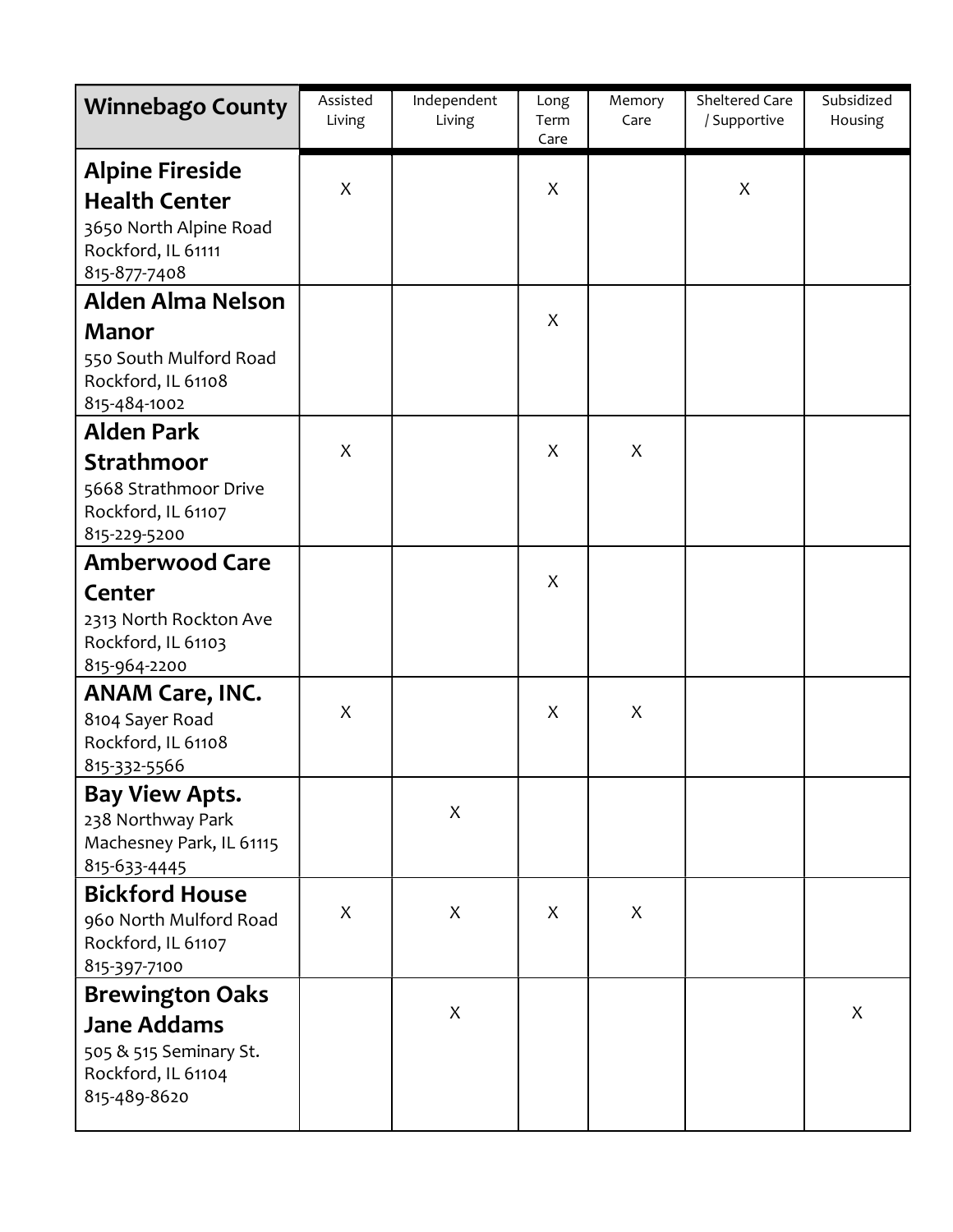| Winnebago County | Assisted Living | Independent Living | Long Term Care | Memory Care | Sheltered Care / Supportive | Subsidized Housing |
|---|---|---|---|---|---|---|
| **Alpine Fireside Health Center**<br>3650 North Alpine Road<br>Rockford, IL 61111<br>815-877-7408 | X | | X | | X | |
| **Alden Alma Nelson Manor**<br>550 South Mulford Road<br>Rockford, IL 61108<br>815-484-1002 | | | X | | | |
| **Alden Park Strathmoor**<br>5668 Strathmoor Drive<br>Rockford, IL 61107<br>815-229-5200 | X | | X | X | | |
| **Amberwood Care Center**<br>2313 North Rockton Ave<br>Rockford, IL 61103<br>815-964-2200 | | | X | | | |
| **ANAM Care, INC.**<br>8104 Sayer Road<br>Rockford, IL 61108<br>815-332-5566 | X | | X | X | | |
| **Bay View Apts.**<br>238 Northway Park<br>Machesney Park, IL 61115<br>815-633-4445 | | X | | | | |
| **Bickford House**<br>960 North Mulford Road<br>Rockford, IL 61107<br>815-397-7100 | X | X | X | X | | |
| **Brewington Oaks Jane Addams**<br>505 & 515 Seminary St.<br>Rockford, IL 61104<br>815-489-8620 | | X | | | | X |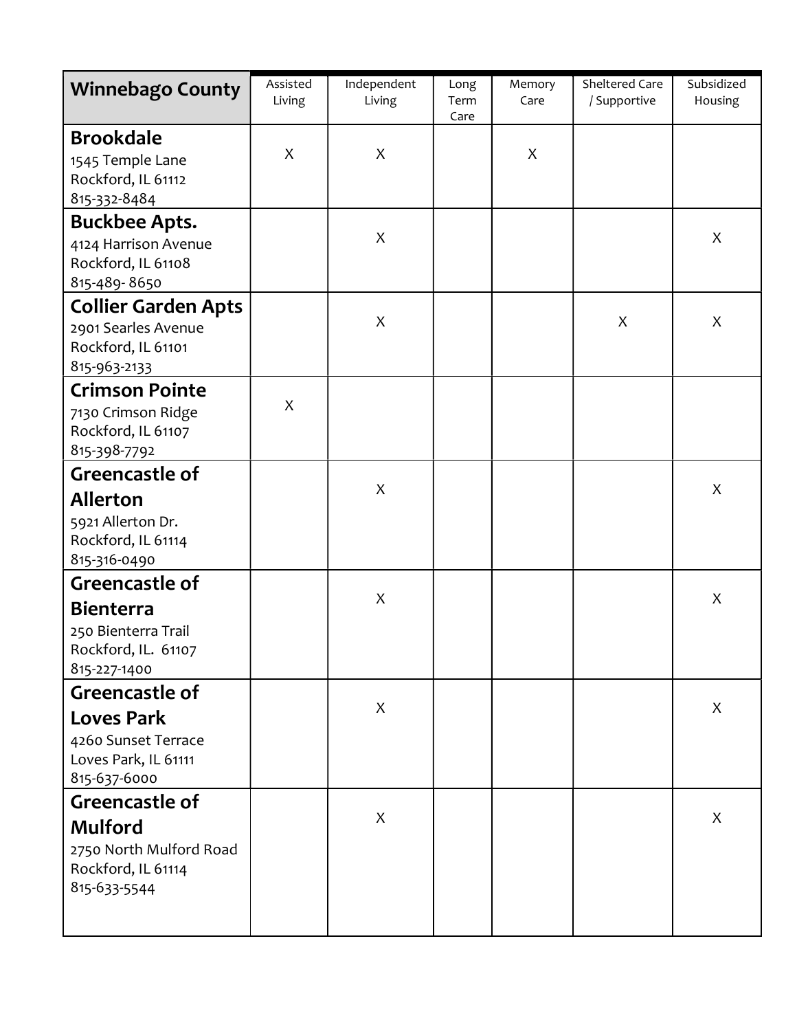| Winnebago County | Assisted Living | Independent Living | Long Term Care | Memory Care | Sheltered Care / Supportive | Subsidized Housing |
|---|---|---|---|---|---|---|
| **Brookdale**<br>1545 Temple Lane<br>Rockford, IL 61112<br>815-332-8484 | X | X | | X | | |
| **Buckbee Apts.**<br>4124 Harrison Avenue<br>Rockford, IL 61108<br>815-489- 8650 | | X | | | | X |
| **Collier Garden Apts**<br>2901 Searles Avenue<br>Rockford, IL 61101<br>815-963-2133 | | X | | | X | X |
| **Crimson Pointe**<br>7130 Crimson Ridge<br>Rockford, IL 61107<br>815-398-7792 | X | | | | | |
| **Greencastle of Allerton**<br>5921 Allerton Dr.<br>Rockford, IL 61114<br>815-316-0490 | | X | | | | X |
| **Greencastle of Bienterra**<br>250 Bienterra Trail<br>Rockford, IL. 61107<br>815-227-1400 | | X | | | | X |
| **Greencastle of Loves Park**<br>4260 Sunset Terrace<br>Loves Park, IL 61111<br>815-637-6000 | | X | | | | X |
| **Greencastle of Mulford**<br>2750 North Mulford Road<br>Rockford, IL 61114<br>815-633-5544 | | X | | | | X |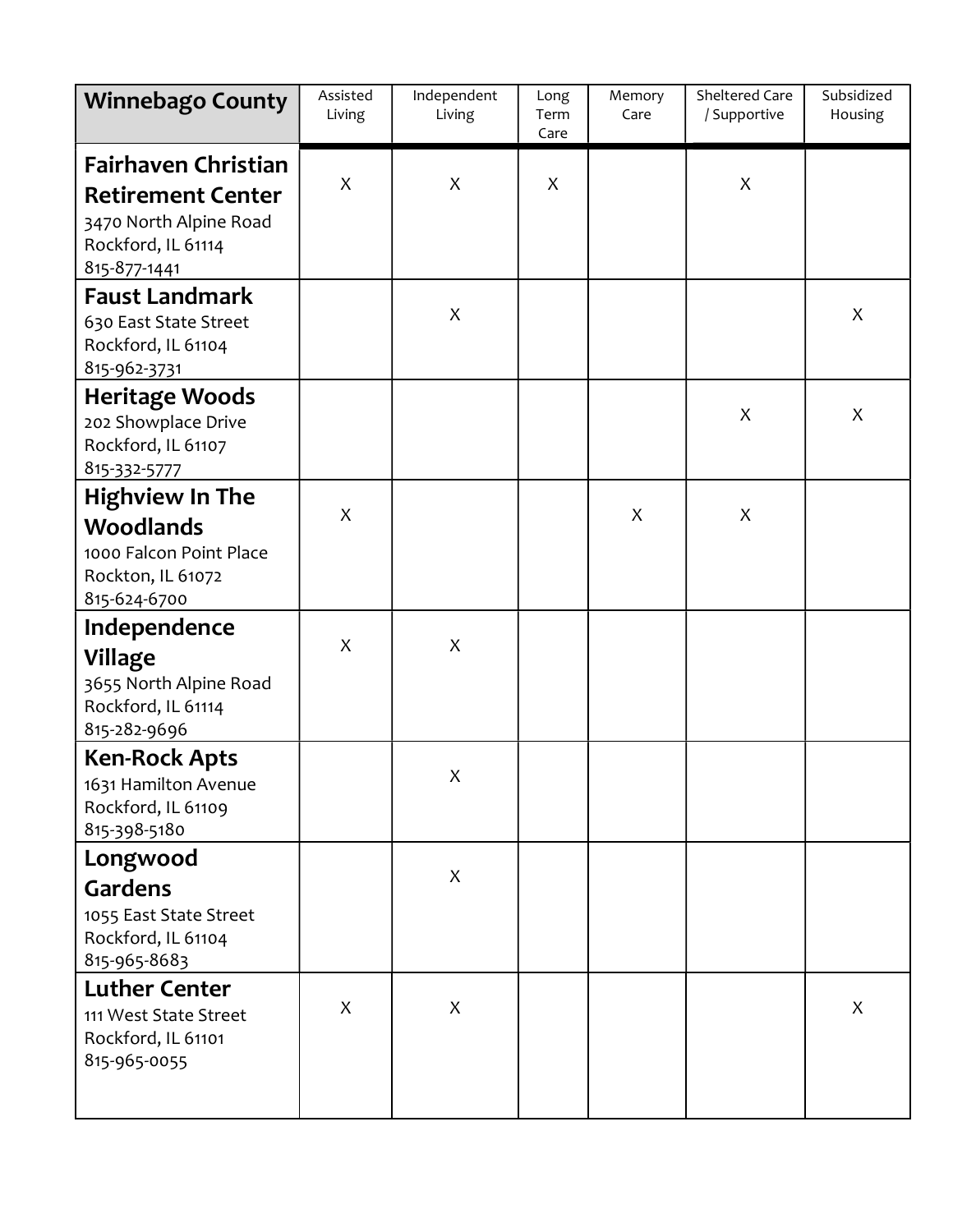| Winnebago County | Assisted Living | Independent Living | Long Term Care | Memory Care | Sheltered Care / Supportive | Subsidized Housing |
|---|---|---|---|---|---|---|
| **Fairhaven Christian Retirement Center**<br>3470 North Alpine Road<br>Rockford, IL 61114<br>815-877-1441 | X | X | X | | X | |
| **Faust Landmark**<br>630 East State Street<br>Rockford, IL 61104<br>815-962-3731 | | X | | | | X |
| **Heritage Woods**<br>202 Showplace Drive<br>Rockford, IL 61107<br>815-332-5777 | | | | | X | X |
| **Highview In The Woodlands**<br>1000 Falcon Point Place<br>Rockton, IL 61072<br>815-624-6700 | X | | | X | X | |
| **Independence Village**<br>3655 North Alpine Road<br>Rockford, IL 61114<br>815-282-9696 | X | X | | | | |
| **Ken-Rock Apts**<br>1631 Hamilton Avenue<br>Rockford, IL 61109<br>815-398-5180 | | X | | | | |
| **Longwood Gardens**<br>1055 East State Street<br>Rockford, IL 61104<br>815-965-8683 | | X | | | | |
| **Luther Center**<br>111 West State Street<br>Rockford, IL 61101<br>815-965-0055 | X | X | | | | X |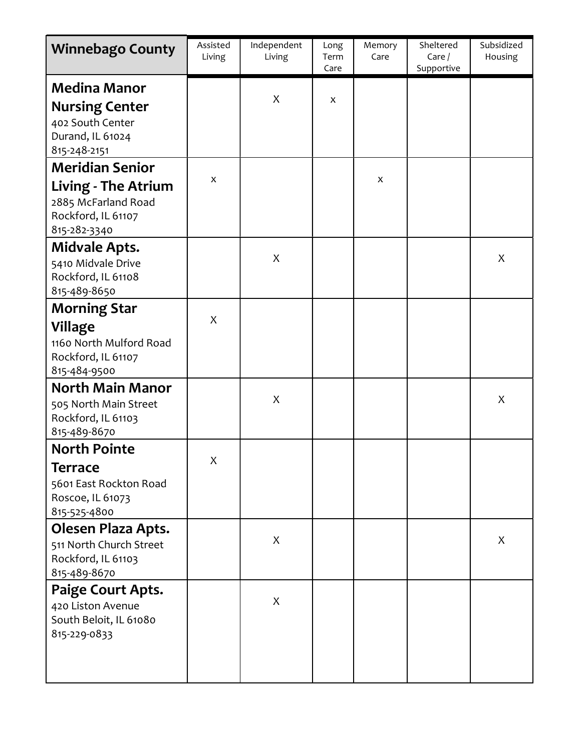| Winnebago County | Assisted Living | Independent Living | Long Term Care | Memory Care | Sheltered Care / Supportive | Subsidized Housing |
|---|---|---|---|---|---|---|
| **Medina Manor Nursing Center**<br>402 South Center<br>Durand, IL 61024<br>815-248-2151 | | X | x | | | |
| **Meridian Senior Living - The Atrium**<br>2885 McFarland Road<br>Rockford, IL 61107<br>815-282-3340 | x | | | x | | |
| **Midvale Apts.**<br>5410 Midvale Drive<br>Rockford, IL 61108<br>815-489-8650 | | X | | | | X |
| **Morning Star Village**<br>1160 North Mulford Road<br>Rockford, IL 61107<br>815-484-9500 | X | | | | | |
| **North Main Manor**<br>505 North Main Street<br>Rockford, IL 61103<br>815-489-8670 | | X | | | | X |
| **North Pointe Terrace**<br>5601 East Rockton Road<br>Roscoe, IL 61073<br>815-525-4800 | X | | | | | |
| **Olesen Plaza Apts.**<br>511 North Church Street<br>Rockford, IL 61103<br>815-489-8670 | | X | | | | X |
| **Paige Court Apts.**<br>420 Liston Avenue<br>South Beloit, IL 61080<br>815-229-0833 | | X | | | | |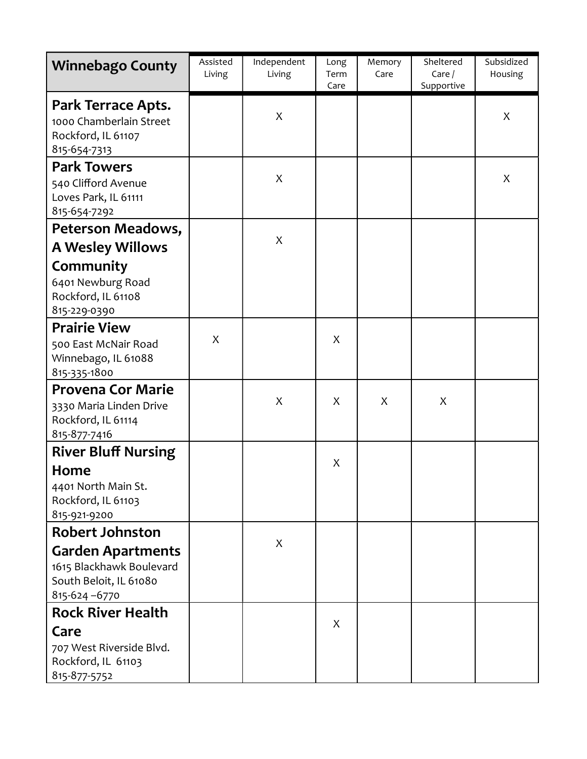| Winnebago County | Assisted Living | Independent Living | Long Term Care | Memory Care | Sheltered Care / Supportive | Subsidized Housing |
|---|---|---|---|---|---|---|
| **Park Terrace Apts.**<br>1000 Chamberlain Street<br>Rockford, IL 61107<br>815-654-7313 | | X | | | | X |
| **Park Towers**<br>540 Clifford Avenue<br>Loves Park, IL 61111<br>815-654-7292 | | X | | | | X |
| **Peterson Meadows, A Wesley Willows Community**<br>6401 Newburg Road<br>Rockford, IL 61108<br>815-229-0390 | | X | | | | |
| **Prairie View**<br>500 East McNair Road<br>Winnebago, IL 61088<br>815-335-1800 | X | | X | | | |
| **Provena Cor Marie**<br>3330 Maria Linden Drive<br>Rockford, IL 61114<br>815-877-7416 | | X | X | X | X | |
| **River Bluff Nursing Home**<br>4401 North Main St.<br>Rockford, IL 61103<br>815-921-9200 | | | X | | | |
| **Robert Johnston Garden Apartments**<br>1615 Blackhawk Boulevard<br>South Beloit, IL 61080<br>815-624 –6770 | | X | | | | |
| **Rock River Health Care**<br>707 West Riverside Blvd.<br>Rockford, IL 61103<br>815-877-5752 | | | X | | | |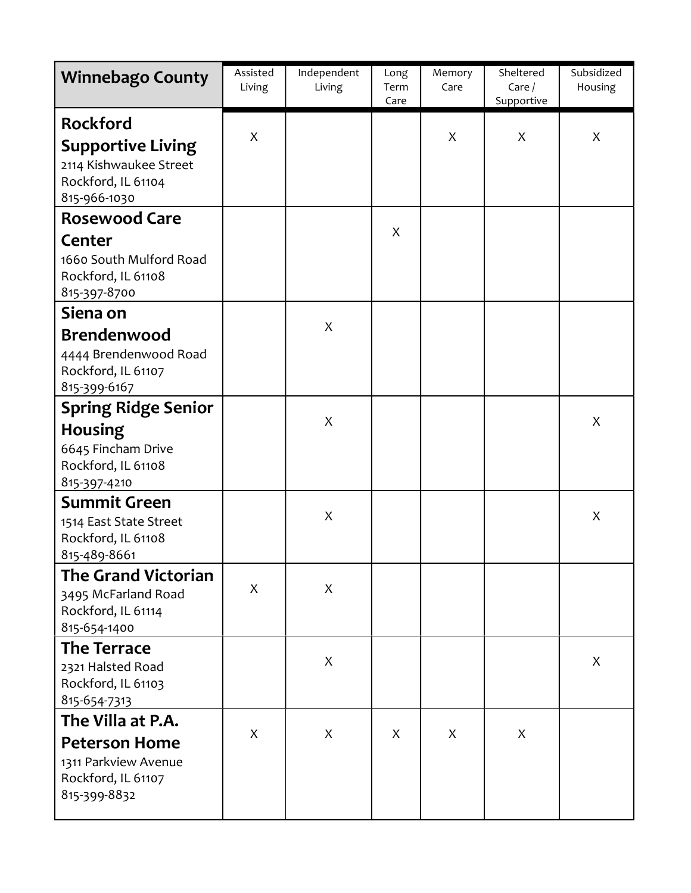| Winnebago County | Assisted Living | Independent Living | Long Term Care | Memory Care | Sheltered Care / Supportive | Subsidized Housing |
|---|---|---|---|---|---|---|
| **Rockford Supportive Living**<br>2114 Kishwaukee Street<br>Rockford, IL 61104<br>815-966-1030 | X | | | X | X | X |
| **Rosewood Care Center**<br>1660 South Mulford Road<br>Rockford, IL 61108<br>815-397-8700 | | | X | | | |
| **Siena on Brendenwood**<br>4444 Brendenwood Road<br>Rockford, IL 61107<br>815-399-6167 | | X | | | | |
| **Spring Ridge Senior Housing**<br>6645 Fincham Drive<br>Rockford, IL 61108<br>815-397-4210 | | X | | | | X |
| **Summit Green**<br>1514 East State Street<br>Rockford, IL 61108<br>815-489-8661 | | X | | | | X |
| **The Grand Victorian**<br>3495 McFarland Road<br>Rockford, IL 61114<br>815-654-1400 | X | X | | | | |
| **The Terrace**<br>2321 Halsted Road<br>Rockford, IL 61103<br>815-654-7313 | | X | | | | X |
| **The Villa at P.A. Peterson Home**<br>1311 Parkview Avenue<br>Rockford, IL 61107<br>815-399-8832 | X | X | X | X | X | |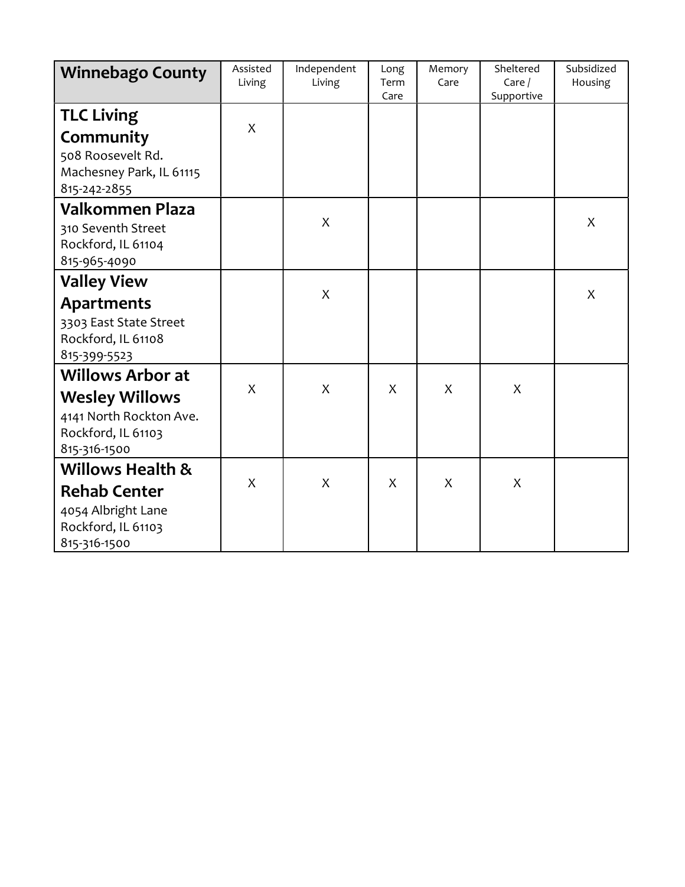| **Winnebago County** | Assisted Living | Independent Living | Long Term Care | Memory Care | Sheltered Care / Supportive | Subsidized Housing |
|---|---|---|---|---|---|---|
| **TLC Living Community**<br>508 Roosevelt Rd.<br>Machesney Park, IL 61115<br>815-242-2855 | X | | | | | |
| **Valkommen Plaza**<br>310 Seventh Street<br>Rockford, IL 61104<br>815-965-4090 | | X | | | | X |
| **Valley View Apartments**<br>3303 East State Street<br>Rockford, IL 61108<br>815-399-5523 | | X | | | | X |
| **Willows Arbor at Wesley Willows**<br>4141 North Rockton Ave.<br>Rockford, IL 61103<br>815-316-1500 | X | X | X | X | X | |
| **Willows Health & Rehab Center**<br>4054 Albright Lane<br>Rockford, IL 61103<br>815-316-1500 | X | X | X | X | X | |